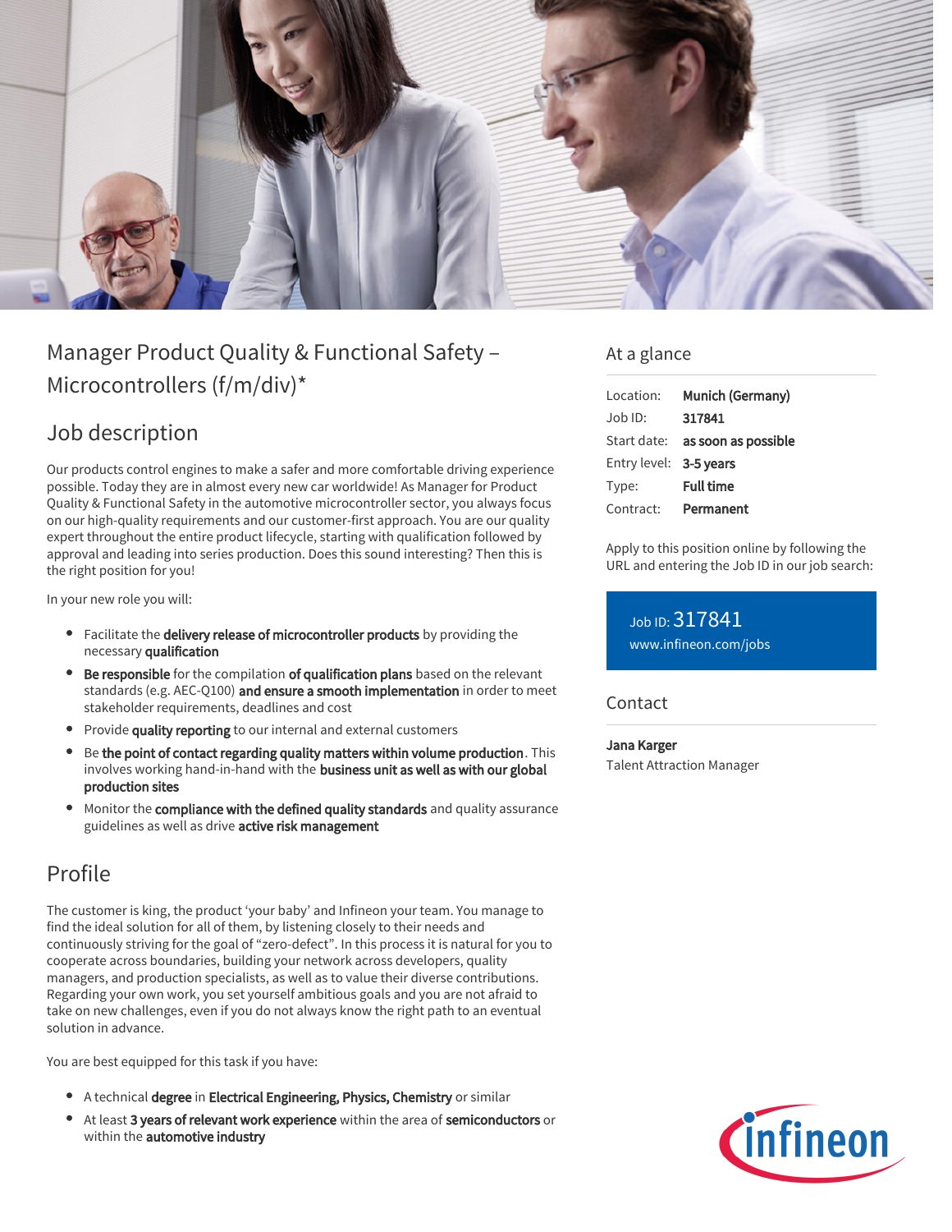# Manager Product Quality & Functional Safety – Microcontrollers (f/m/div)*

## Job description

Our products control engines to make a safer and more comfortable driving experience possible. Today they are in almost every new car worldwide! As Manager for Product Quality & Functional Safety in the automotive microcontroller sector, you always focus on our high-quality requirements and our customer-first approach. You are our quality expert throughout the entire product lifecycle, starting with qualification followed by approval and leading into series production. Does this sound interesting? Then this is the right position for you!

In your new role you will:

- Facilitate the **delivery release of microcontroller products** by providing the necessary **qualification**
- **Be responsible** for the compilation **of qualification plans** based on the relevant standards (e.g. AEC-Q100) **and ensure a smooth implementation** in order to meet stakeholder requirements, deadlines and cost
- Provide **quality reporting** to our internal and external customers
- Be **the point of contact regarding quality matters within volume production**. This involves working hand-in-hand with the **business unit as well as with our global production sites**
- Monitor the **compliance with the defined quality standards** and quality assurance guidelines as well as drive **active risk management**

## Profile

The customer is king, the product 'your baby' and Infineon your team. You manage to find the ideal solution for all of them, by listening closely to their needs and continuously striving for the goal of "zero-defect". In this process it is natural for you to cooperate across boundaries, building your network across developers, quality managers, and production specialists, as well as to value their diverse contributions. Regarding your own work, you set yourself ambitious goals and you are not afraid to take on new challenges, even if you do not always know the right path to an eventual solution in advance.

You are best equipped for this task if you have:

- A technical **degree** in **Electrical Engineering, Physics, Chemistry** or similar
- At least **3 years of relevant work experience** within the area of **semiconductors** or within the **automotive industry**

## At a glance

| | |
|---|---|
| Location: | **Munich (Germany)** |
| Job ID: | **317841** |
| Start date: | **as soon as possible** |
| Entry level: | **3-5 years** |
| Type: | **Full time** |
| Contract: | **Permanent** |

Apply to this position online by following the URL and entering the Job ID in our job search:

Job ID: 317841
www.infineon.com/jobs

## Contact

**Jana Karger**
Talent Attraction Manager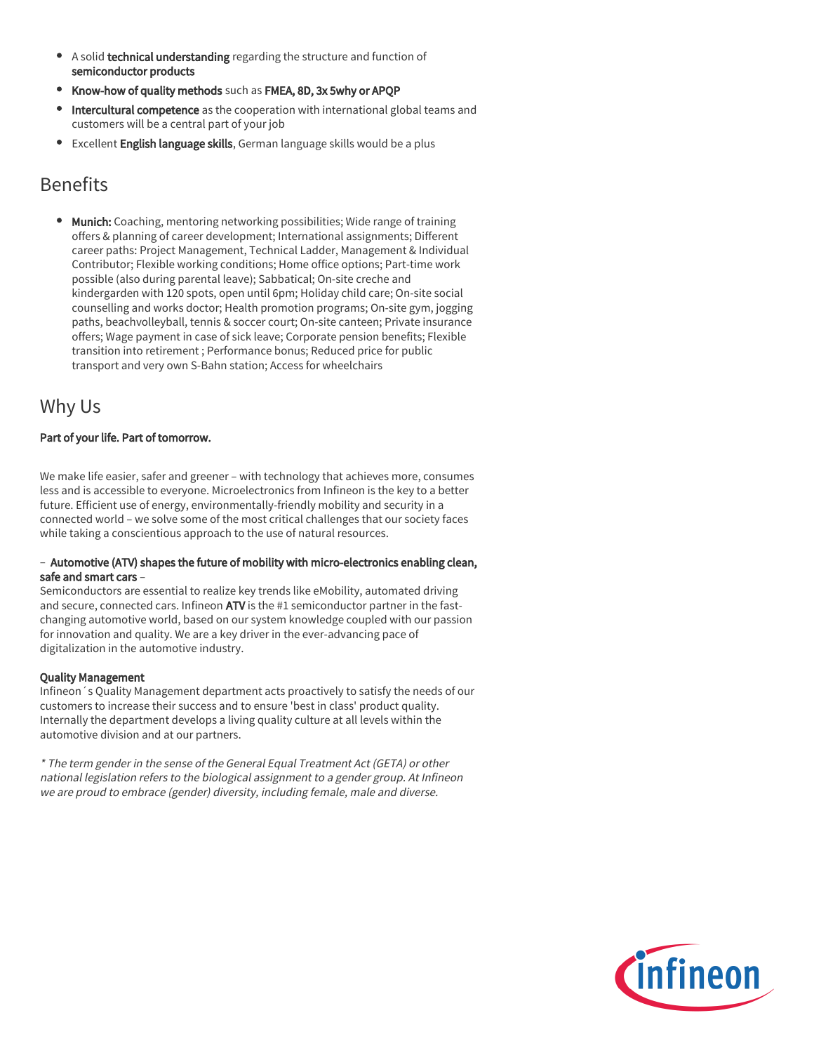- A solid **technical understanding** regarding the structure and function of **semiconductor products**
- **Know-how of quality methods** such as **FMEA, 8D, 3x 5why or APQP**
- **Intercultural competence** as the cooperation with international global teams and customers will be a central part of your job
- Excellent **English language skills**, German language skills would be a plus

## Benefits

- **Munich:** Coaching, mentoring networking possibilities; Wide range of training offers & planning of career development; International assignments; Different career paths: Project Management, Technical Ladder, Management & Individual Contributor; Flexible working conditions; Home office options; Part-time work possible (also during parental leave); Sabbatical; On-site creche and kindergarden with 120 spots, open until 6pm; Holiday child care; On-site social counselling and works doctor; Health promotion programs; On-site gym, jogging paths, beachvolleyball, tennis & soccer court; On-site canteen; Private insurance offers; Wage payment in case of sick leave; Corporate pension benefits; Flexible transition into retirement ; Performance bonus; Reduced price for public transport and very own S-Bahn station; Access for wheelchairs

## Why Us

**Part of your life. Part of tomorrow.**

We make life easier, safer and greener – with technology that achieves more, consumes less and is accessible to everyone. Microelectronics from Infineon is the key to a better future. Efficient use of energy, environmentally-friendly mobility and security in a connected world – we solve some of the most critical challenges that our society faces while taking a conscientious approach to the use of natural resources.

– **Automotive (ATV) shapes the future of mobility with micro-electronics enabling clean, safe and smart cars** –
Semiconductors are essential to realize key trends like eMobility, automated driving and secure, connected cars. Infineon **ATV** is the #1 semiconductor partner in the fast-changing automotive world, based on our system knowledge coupled with our passion for innovation and quality. We are a key driver in the ever-advancing pace of digitalization in the automotive industry.

**Quality Management**
Infineon´s Quality Management department acts proactively to satisfy the needs of our customers to increase their success and to ensure 'best in class' product quality. Internally the department develops a living quality culture at all levels within the automotive division and at our partners.

*\* The term gender in the sense of the General Equal Treatment Act (GETA) or other national legislation refers to the biological assignment to a gender group. At Infineon we are proud to embrace (gender) diversity, including female, male and diverse.*